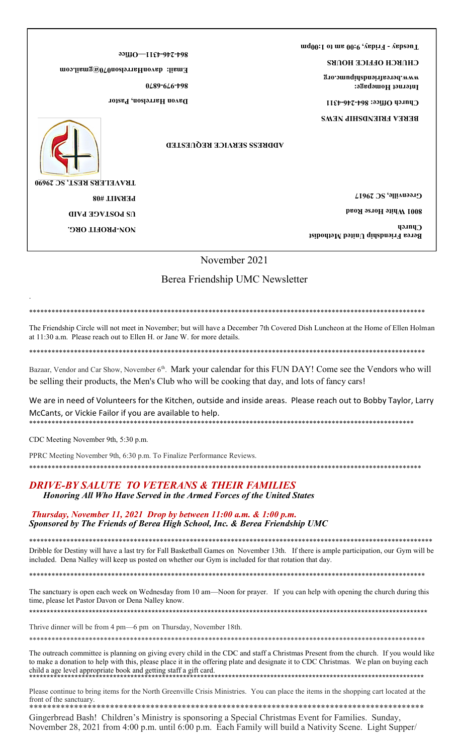Berea Friendship United Methodist Church

8001 White Horse Road

Greenville, SC 29617

NON-PROFIT ORG.

US POSTAGE PAID

PERMIT #08

TRAVELERS REST, SC 29690

ADDRESS SERVICE REQUESTED

BEREA FRIENDSHIP NEWS

Church Office: 864-246-4311

Internet Homepage: www.bereafriendshipumc.org

CHURCH OFFICE HOURS

Tuesday - Friday, 9:00 am to 1:00pm

Davon Harrelson, Pastor

864-979-6870

Email: davonHarrelson07@gmail.com

864-246-4311—Office

# November 2021

## Berea Friendship UMC Newsletter

.

***

The Friendship Circle will not meet in November; but will have a December 7th Covered Dish Luncheon at the Home of Ellen Holman at 11:30 a.m. Please reach out to Ellen H. or Jane W. for more details.

***

Bazaar, Vendor and Car Show, November 6th. Mark your calendar for this FUN DAY! Come see the Vendors who will be selling their products, the Men's Club who will be cooking that day, and lots of fancy cars!

We are in need of Volunteers for the Kitchen, outside and inside areas. Please reach out to Bobby Taylor, Larry McCants, or Vickie Failor if you are available to help.

***

CDC Meeting November 9th, 5:30 p.m.

PPRC Meeting November 9th, 6:30 p.m. To Finalize Performance Reviews.

***

### *DRIVE-BY SALUTE TO VETERANS & THEIR FAMILIES*

***Honoring All Who Have Served in the Armed Forces of the United States***

***Thursday, November 11, 2021 Drop by between 11:00 a.m. & 1:00 p.m.***

***Sponsored by The Friends of Berea High School, Inc. & Berea Friendship UMC***

***

Dribble for Destiny will have a last try for Fall Basketball Games on November 13th. If there is ample participation, our Gym will be included. Dena Nalley will keep us posted on whether our Gym is included for that rotation that day.

***

The sanctuary is open each week on Wednesday from 10 am—Noon for prayer. If you can help with opening the church during this time, please let Pastor Davon or Dena Nalley know.

***

Thrive dinner will be from 4 pm—6 pm on Thursday, November 18th.

***

The outreach committee is planning on giving every child in the CDC and staff a Christmas Present from the church. If you would like to make a donation to help with this, please place it in the offering plate and designate it to CDC Christmas. We plan on buying each child a age level appropriate book and getting staff a gift card.

***

Please continue to bring items for the North Greenville Crisis Ministries. You can place the items in the shopping cart located at the front of the sanctuary.

***

Gingerbread Bash! Children's Ministry is sponsoring a Special Christmas Event for Families. Sunday, November 28, 2021 from 4:00 p.m. until 6:00 p.m. Each Family will build a Nativity Scene. Light Supper/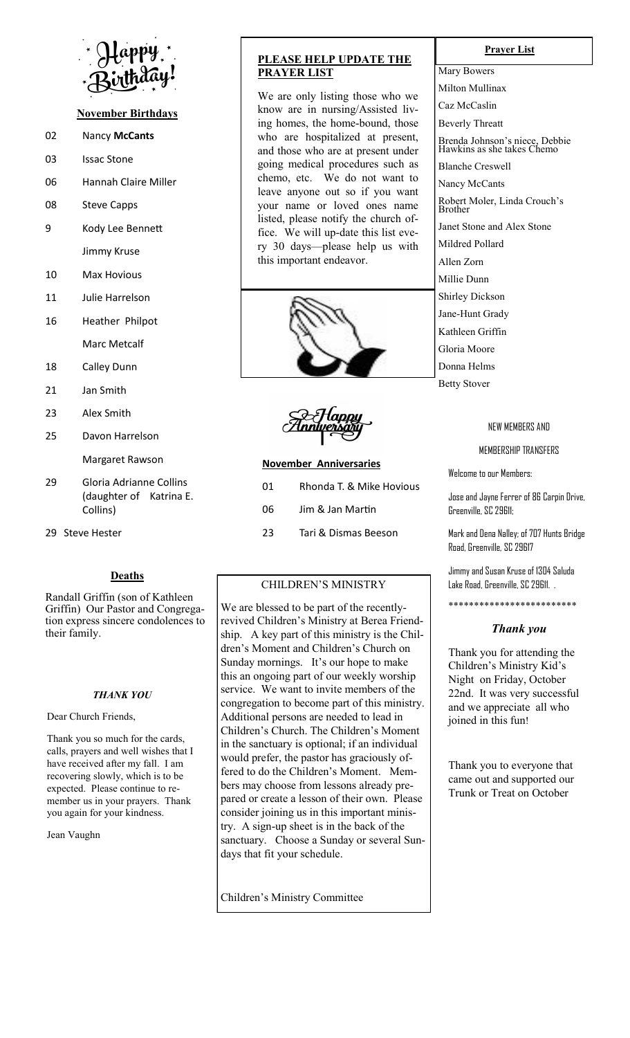# Happy Birthday!

## November Birthdays

| | |
|---|---|
| 02 | Nancy **McCants** |
| 03 | Issac Stone |
| 06 | Hannah Claire Miller |
| 08 | Steve Capps |
| 9 | Kody Lee Bennett |
| | Jimmy Kruse |
| 10 | Max Hovious |
| 11 | Julie Harrelson |
| 16 | Heather Philpot |
| | Marc Metcalf |
| 18 | Calley Dunn |
| 21 | Jan Smith |
| 23 | Alex Smith |
| 25 | Davon Harrelson |
| | Margaret Rawson |
| 29 | Gloria Adrianne Collins (daughter of Katrina E. Collins) |
| 29 | Steve Hester |

## Deaths

Randall Griffin (son of Kathleen Griffin) Our Pastor and Congregation express sincere condolences to their family.

### *THANK YOU*

Dear Church Friends,

Thank you so much for the cards, calls, prayers and well wishes that I have received after my fall. I am recovering slowly, which is to be expected. Please continue to remember us in your prayers. Thank you again for your kindness.

Jean Vaughn

## PLEASE HELP UPDATE THE PRAYER LIST

We are only listing those who we know are in nursing/Assisted living homes, the home-bound, those who are hospitalized at present, and those who are at present under going medical procedures such as chemo, etc. We do not want to leave anyone out so if you want your name or loved ones name listed, please notify the church office. We will up-date this list every 30 days—please help us with this important endeavor.

# Happy Anniversary

## November Anniversaries

| | |
|---|---|
| 01 | Rhonda T. & Mike Hovious |
| 06 | Jim & Jan Martin |
| 23 | Tari & Dismas Beeson |

## CHILDREN'S MINISTRY

We are blessed to be part of the recently-revived Children's Ministry at Berea Friendship. A key part of this ministry is the Children's Moment and Children's Church on Sunday mornings. It's our hope to make this an ongoing part of our weekly worship service. We want to invite members of the congregation to become part of this ministry. Additional persons are needed to lead in Children's Church. The Children's Moment in the sanctuary is optional; if an individual would prefer, the pastor has graciously offered to do the Children's Moment. Members may choose from lessons already prepared or create a lesson of their own. Please consider joining us in this important ministry. A sign-up sheet is in the back of the sanctuary. Choose a Sunday or several Sundays that fit your schedule.

Children's Ministry Committee

## Prayer List

- Mary Bowers
- Milton Mullinax
- Caz McCaslin
- Beverly Threatt
- Brenda Johnson's niece, Debbie Hawkins as she takes Chemo
- Blanche Creswell
- Nancy McCants
- Robert Moler, Linda Crouch's Brother
- Janet Stone and Alex Stone
- Mildred Pollard
- Allen Zorn
- Millie Dunn
- Shirley Dickson
- Jane-Hunt Grady
- Kathleen Griffin
- Gloria Moore
- Donna Helms
- Betty Stover

## NEW MEMBERS AND MEMBERSHIP TRANSFERS

Welcome to our Members:

Jose and Jayne Ferrer of 86 Carpin Drive, Greenville, SC 29611;

Mark and Dena Nalley; of 707 Hunts Bridge Road, Greenville, SC 29617

Jimmy and Susan Kruse of 1304 Saluda Lake Road, Greenville, SC 29611. .

*************************

### *Thank you*

Thank you for attending the Children's Ministry Kid's Night on Friday, October 22nd. It was very successful and we appreciate all who joined in this fun!

Thank you to everyone that came out and supported our Trunk or Treat on October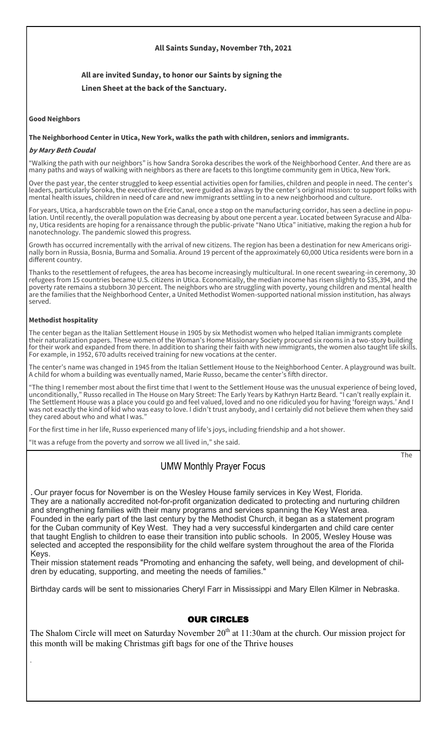**All Saints Sunday, November 7th, 2021**

**All are invited Sunday, to honor our Saints by signing the Linen Sheet at the back of the Sanctuary.**

## Good Neighbors

### The Neighborhood Center in Utica, New York, walks the path with children, seniors and immigrants.

***by Mary Beth Coudal***

"Walking the path with our neighbors" is how Sandra Soroka describes the work of the Neighborhood Center. And there are as many paths and ways of walking with neighbors as there are facets to this longtime community gem in Utica, New York.

Over the past year, the center struggled to keep essential activities open for families, children and people in need. The center's leaders, particularly Soroka, the executive director, were guided as always by the center's original mission: to support folks with mental health issues, children in need of care and new immigrants settling in to a new neighborhood and culture.

For years, Utica, a hardscrabble town on the Erie Canal, once a stop on the manufacturing corridor, has seen a decline in population. Until recently, the overall population was decreasing by about one percent a year. Located between Syracuse and Albany, Utica residents are hoping for a renaissance through the public-private "Nano Utica" initiative, making the region a hub for nanotechnology. The pandemic slowed this progress.

Growth has occurred incrementally with the arrival of new citizens. The region has been a destination for new Americans originally born in Russia, Bosnia, Burma and Somalia. Around 19 percent of the approximately 60,000 Utica residents were born in a different country.

Thanks to the resettlement of refugees, the area has become increasingly multicultural. In one recent swearing-in ceremony, 30 refugees from 15 countries became U.S. citizens in Utica. Economically, the median income has risen slightly to $35,394, and the poverty rate remains a stubborn 30 percent. The neighbors who are struggling with poverty, young children and mental health are the families that the Neighborhood Center, a United Methodist Women-supported national mission institution, has always served.

### Methodist hospitality

The center began as the Italian Settlement House in 1905 by six Methodist women who helped Italian immigrants complete their naturalization papers. These women of the Woman's Home Missionary Society procured six rooms in a two-story building for their work and expanded from there. In addition to sharing their faith with new immigrants, the women also taught life skills. For example, in 1952, 670 adults received training for new vocations at the center.

The center's name was changed in 1945 from the Italian Settlement House to the Neighborhood Center. A playground was built. A child for whom a building was eventually named, Marie Russo, became the center's fifth director.

"The thing I remember most about the first time that I went to the Settlement House was the unusual experience of being loved, unconditionally," Russo recalled in The House on Mary Street: The Early Years by Kathryn Hartz Beard. "I can't really explain it. The Settlement House was a place you could go and feel valued, loved and no one ridiculed you for having 'foreign ways.' And I was not exactly the kind of kid who was easy to love. I didn't trust anybody, and I certainly did not believe them when they said they cared about who and what I was."

For the first time in her life, Russo experienced many of life's joys, including friendship and a hot shower.

"It was a refuge from the poverty and sorrow we all lived in," she said.

The

## UMW Monthly Prayer Focus

. Our prayer focus for November is on the Wesley House family services in Key West, Florida. They are a nationally accredited not-for-profit organization dedicated to protecting and nurturing children and strengthening families with their many programs and services spanning the Key West area. Founded in the early part of the last century by the Methodist Church, it began as a statement program for the Cuban community of Key West. They had a very successful kindergarten and child care center that taught English to children to ease their transition into public schools. In 2005, Wesley House was selected and accepted the responsibility for the child welfare system throughout the area of the Florida Keys.

Their mission statement reads "Promoting and enhancing the safety, well being, and development of children by educating, supporting, and meeting the needs of families."

Birthday cards will be sent to missionaries Cheryl Farr in Mississippi and Mary Ellen Kilmer in Nebraska.

## OUR CIRCLES

The Shalom Circle will meet on Saturday November 20th at 11:30am at the church. Our mission project for this month will be making Christmas gift bags for one of the Thrive houses

.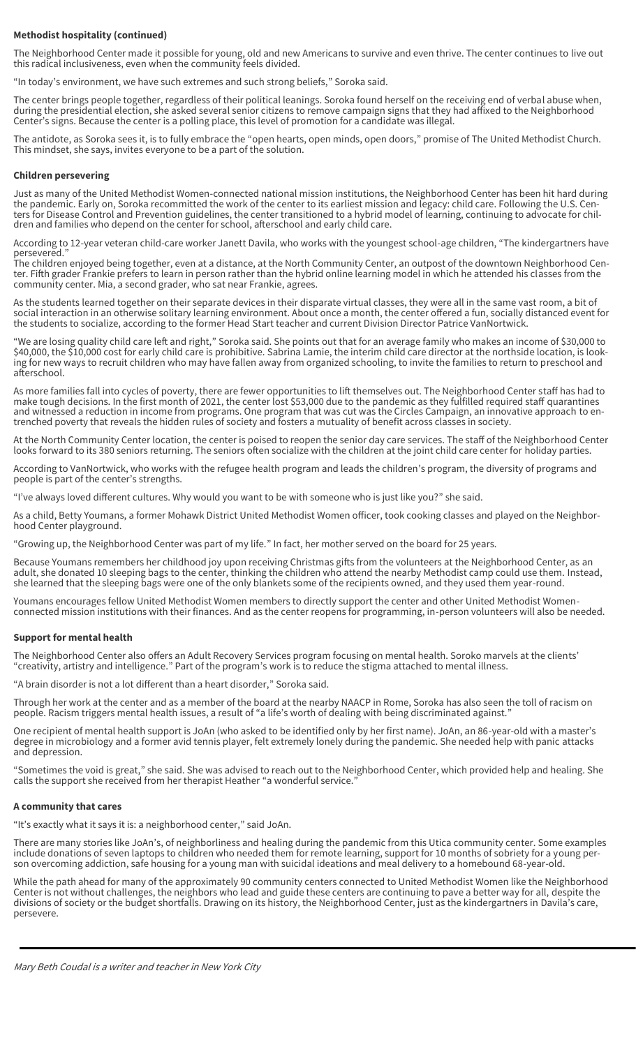**Methodist hospitality (continued)**

The Neighborhood Center made it possible for young, old and new Americans to survive and even thrive. The center continues to live out this radical inclusiveness, even when the community feels divided.

"In today's environment, we have such extremes and such strong beliefs," Soroka said.

The center brings people together, regardless of their political leanings. Soroka found herself on the receiving end of verbal abuse when, during the presidential election, she asked several senior citizens to remove campaign signs that they had affixed to the Neighborhood Center's signs. Because the center is a polling place, this level of promotion for a candidate was illegal.

The antidote, as Soroka sees it, is to fully embrace the "open hearts, open minds, open doors," promise of The United Methodist Church. This mindset, she says, invites everyone to be a part of the solution.

**Children persevering**

Just as many of the United Methodist Women-connected national mission institutions, the Neighborhood Center has been hit hard during the pandemic. Early on, Soroka recommitted the work of the center to its earliest mission and legacy: child care. Following the U.S. Centers for Disease Control and Prevention guidelines, the center transitioned to a hybrid model of learning, continuing to advocate for children and families who depend on the center for school, afterschool and early child care.

According to 12-year veteran child-care worker Janett Davila, who works with the youngest school-age children, "The kindergartners have persevered."

The children enjoyed being together, even at a distance, at the North Community Center, an outpost of the downtown Neighborhood Center. Fifth grader Frankie prefers to learn in person rather than the hybrid online learning model in which he attended his classes from the community center. Mia, a second grader, who sat near Frankie, agrees.

As the students learned together on their separate devices in their disparate virtual classes, they were all in the same vast room, a bit of social interaction in an otherwise solitary learning environment. About once a month, the center offered a fun, socially distanced event for the students to socialize, according to the former Head Start teacher and current Division Director Patrice VanNortwick.

"We are losing quality child care left and right," Soroka said. She points out that for an average family who makes an income of $30,000 to $40,000, the $10,000 cost for early child care is prohibitive. Sabrina Lamie, the interim child care director at the northside location, is looking for new ways to recruit children who may have fallen away from organized schooling, to invite the families to return to preschool and afterschool.

As more families fall into cycles of poverty, there are fewer opportunities to lift themselves out. The Neighborhood Center staff has had to make tough decisions. In the first month of 2021, the center lost $53,000 due to the pandemic as they fulfilled required staff quarantines and witnessed a reduction in income from programs. One program that was cut was the Circles Campaign, an innovative approach to entrenched poverty that reveals the hidden rules of society and fosters a mutuality of benefit across classes in society.

At the North Community Center location, the center is poised to reopen the senior day care services. The staff of the Neighborhood Center looks forward to its 380 seniors returning. The seniors often socialize with the children at the joint child care center for holiday parties.

According to VanNortwick, who works with the refugee health program and leads the children's program, the diversity of programs and people is part of the center's strengths.

"I've always loved different cultures. Why would you want to be with someone who is just like you?" she said.

As a child, Betty Youmans, a former Mohawk District United Methodist Women officer, took cooking classes and played on the Neighborhood Center playground.

"Growing up, the Neighborhood Center was part of my life." In fact, her mother served on the board for 25 years.

Because Youmans remembers her childhood joy upon receiving Christmas gifts from the volunteers at the Neighborhood Center, as an adult, she donated 10 sleeping bags to the center, thinking the children who attend the nearby Methodist camp could use them. Instead, she learned that the sleeping bags were one of the only blankets some of the recipients owned, and they used them year-round.

Youmans encourages fellow United Methodist Women members to directly support the center and other United Methodist Women-connected mission institutions with their finances. And as the center reopens for programming, in-person volunteers will also be needed.

**Support for mental health**

The Neighborhood Center also offers an Adult Recovery Services program focusing on mental health. Soroko marvels at the clients' "creativity, artistry and intelligence." Part of the program's work is to reduce the stigma attached to mental illness.

"A brain disorder is not a lot different than a heart disorder," Soroka said.

Through her work at the center and as a member of the board at the nearby NAACP in Rome, Soroka has also seen the toll of racism on people. Racism triggers mental health issues, a result of "a life's worth of dealing with being discriminated against."

One recipient of mental health support is JoAn (who asked to be identified only by her first name). JoAn, an 86-year-old with a master's degree in microbiology and a former avid tennis player, felt extremely lonely during the pandemic. She needed help with panic attacks and depression.

"Sometimes the void is great," she said. She was advised to reach out to the Neighborhood Center, which provided help and healing. She calls the support she received from her therapist Heather "a wonderful service."

**A community that cares**

"It's exactly what it says it is: a neighborhood center," said JoAn.

There are many stories like JoAn's, of neighborliness and healing during the pandemic from this Utica community center. Some examples include donations of seven laptops to children who needed them for remote learning, support for 10 months of sobriety for a young person overcoming addiction, safe housing for a young man with suicidal ideations and meal delivery to a homebound 68-year-old.

While the path ahead for many of the approximately 90 community centers connected to United Methodist Women like the Neighborhood Center is not without challenges, the neighbors who lead and guide these centers are continuing to pave a better way for all, despite the divisions of society or the budget shortfalls. Drawing on its history, the Neighborhood Center, just as the kindergartners in Davila's care, persevere.

---

*Mary Beth Coudal is a writer and teacher in New York City*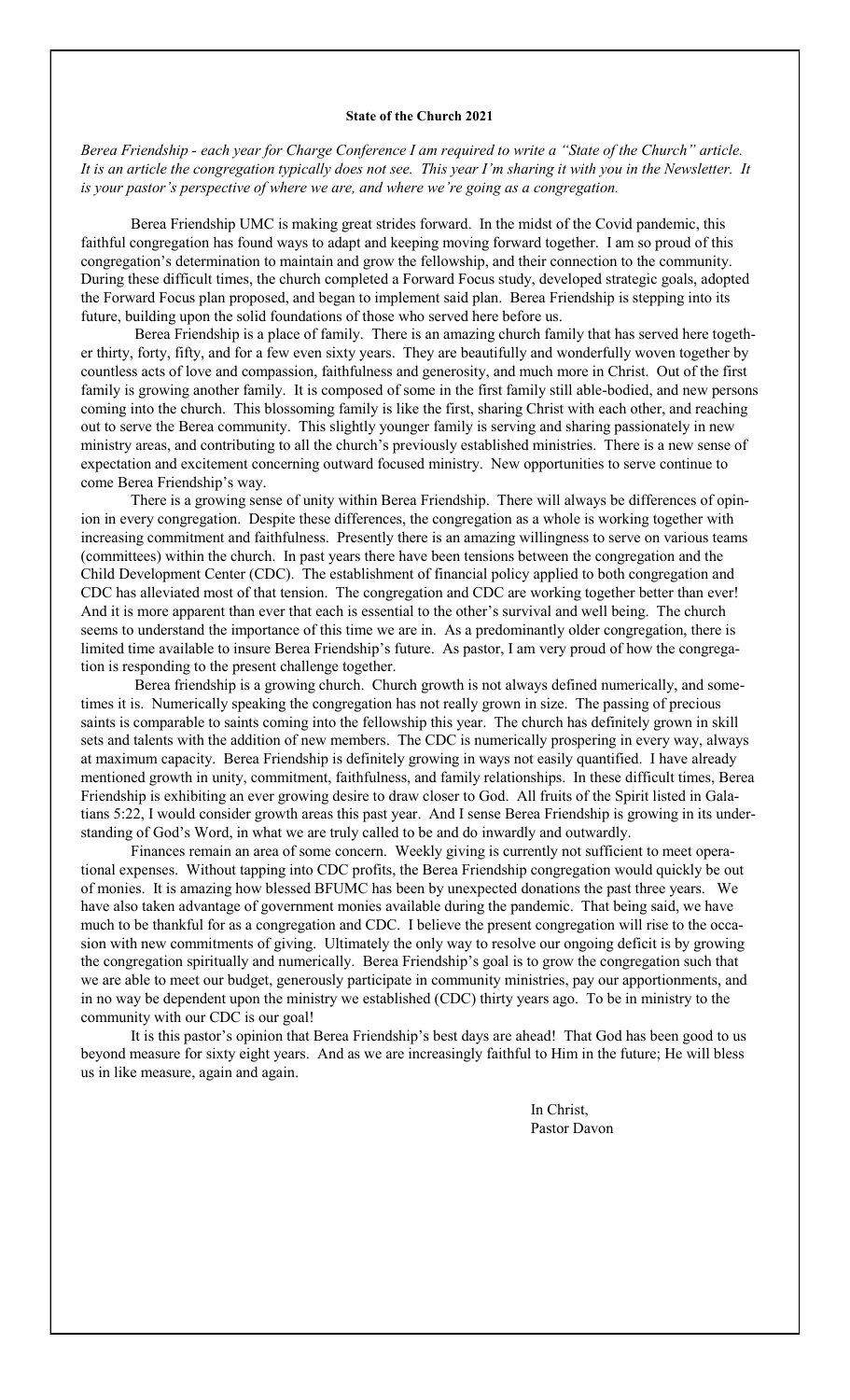**State of the Church 2021**

*Berea Friendship - each year for Charge Conference I am required to write a "State of the Church" article. It is an article the congregation typically does not see. This year I'm sharing it with you in the Newsletter. It is your pastor's perspective of where we are, and where we're going as a congregation.*

Berea Friendship UMC is making great strides forward. In the midst of the Covid pandemic, this faithful congregation has found ways to adapt and keeping moving forward together. I am so proud of this congregation's determination to maintain and grow the fellowship, and their connection to the community. During these difficult times, the church completed a Forward Focus study, developed strategic goals, adopted the Forward Focus plan proposed, and began to implement said plan. Berea Friendship is stepping into its future, building upon the solid foundations of those who served here before us.

Berea Friendship is a place of family. There is an amazing church family that has served here together thirty, forty, fifty, and for a few even sixty years. They are beautifully and wonderfully woven together by countless acts of love and compassion, faithfulness and generosity, and much more in Christ. Out of the first family is growing another family. It is composed of some in the first family still able-bodied, and new persons coming into the church. This blossoming family is like the first, sharing Christ with each other, and reaching out to serve the Berea community. This slightly younger family is serving and sharing passionately in new ministry areas, and contributing to all the church's previously established ministries. There is a new sense of expectation and excitement concerning outward focused ministry. New opportunities to serve continue to come Berea Friendship's way.

There is a growing sense of unity within Berea Friendship. There will always be differences of opinion in every congregation. Despite these differences, the congregation as a whole is working together with increasing commitment and faithfulness. Presently there is an amazing willingness to serve on various teams (committees) within the church. In past years there have been tensions between the congregation and the Child Development Center (CDC). The establishment of financial policy applied to both congregation and CDC has alleviated most of that tension. The congregation and CDC are working together better than ever! And it is more apparent than ever that each is essential to the other's survival and well being. The church seems to understand the importance of this time we are in. As a predominantly older congregation, there is limited time available to insure Berea Friendship's future. As pastor, I am very proud of how the congregation is responding to the present challenge together.

Berea friendship is a growing church. Church growth is not always defined numerically, and sometimes it is. Numerically speaking the congregation has not really grown in size. The passing of precious saints is comparable to saints coming into the fellowship this year. The church has definitely grown in skill sets and talents with the addition of new members. The CDC is numerically prospering in every way, always at maximum capacity. Berea Friendship is definitely growing in ways not easily quantified. I have already mentioned growth in unity, commitment, faithfulness, and family relationships. In these difficult times, Berea Friendship is exhibiting an ever growing desire to draw closer to God. All fruits of the Spirit listed in Galatians 5:22, I would consider growth areas this past year. And I sense Berea Friendship is growing in its understanding of God's Word, in what we are truly called to be and do inwardly and outwardly.

Finances remain an area of some concern. Weekly giving is currently not sufficient to meet operational expenses. Without tapping into CDC profits, the Berea Friendship congregation would quickly be out of monies. It is amazing how blessed BFUMC has been by unexpected donations the past three years. We have also taken advantage of government monies available during the pandemic. That being said, we have much to be thankful for as a congregation and CDC. I believe the present congregation will rise to the occasion with new commitments of giving. Ultimately the only way to resolve our ongoing deficit is by growing the congregation spiritually and numerically. Berea Friendship's goal is to grow the congregation such that we are able to meet our budget, generously participate in community ministries, pay our apportionments, and in no way be dependent upon the ministry we established (CDC) thirty years ago. To be in ministry to the community with our CDC is our goal!

It is this pastor's opinion that Berea Friendship's best days are ahead! That God has been good to us beyond measure for sixty eight years. And as we are increasingly faithful to Him in the future; He will bless us in like measure, again and again.

In Christ,
Pastor Davon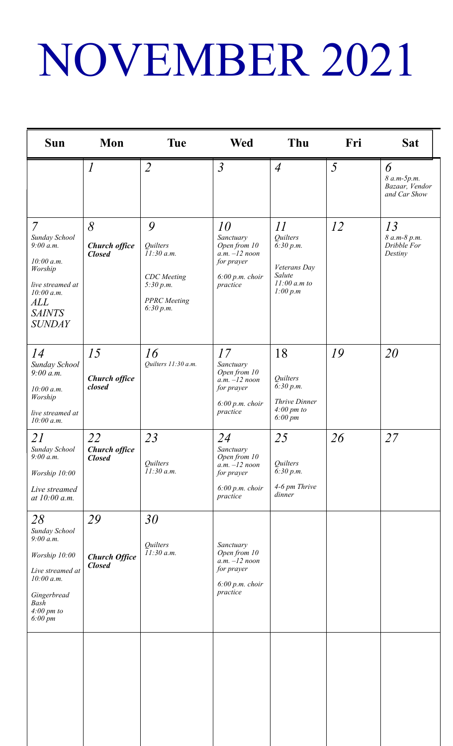# NOVEMBER 2021

| Sun | Mon | Tue | Wed | Thu | Fri | Sat |
|---|---|---|---|---|---|---|
| | *1* | *2* | *3* | *4* | *5* | *6*<br>*8 a.m-5p.m. Bazaar, Vendor and Car Show* |
| *7*<br>*Sunday School 9:00 a.m.*<br>*10:00 a.m. Worship*<br>*live streamed at 10:00 a.m.*<br>*ALL SAINTS SUNDAY* | *8*<br>***Church office Closed*** | *9*<br>*Quilters 11:30 a.m.*<br>*CDC Meeting 5:30 p.m.*<br>*PPRC Meeting 6:30 p.m.* | *10*<br>*Sanctuary Open from 10 a.m. –12 noon for prayer*<br>*6:00 p.m. choir practice* | *11*<br>*Quilters 6:30 p.m.*<br>*Veterans Day Salute 11:00 a.m to 1:00 p.m* | *12* | *13*<br>*8 a.m-8 p.m. Dribble For Destiny* |
| *14*<br>*Sunday School 9:00 a.m.*<br>*10:00 a.m. Worship*<br>*live streamed at 10:00 a.m.* | *15*<br>***Church office closed*** | *16*<br>*Quilters 11:30 a.m.* | *17*<br>*Sanctuary Open from 10 a.m. –12 noon for prayer*<br>*6:00 p.m. choir practice* | 18<br>*Quilters 6:30 p.m.*<br>*Thrive Dinner 4:00 pm to 6:00 pm* | *19* | *20* |
| *21*<br>*Sunday School 9:00 a.m.*<br>*Worship 10:00*<br>*Live streamed at 10:00 a.m.* | *22*<br>***Church office Closed*** | *23*<br>*Quilters 11:30 a.m.* | *24*<br>*Sanctuary Open from 10 a.m. –12 noon for prayer*<br>*6:00 p.m. choir practice* | *25*<br>*Quilters 6:30 p.m.*<br>*4-6 pm Thrive dinner* | *26* | *27* |
| *28*<br>*Sunday School 9:00 a.m.*<br>*Worship 10:00*<br>*Live streamed at 10:00 a.m.*<br>*Gingerbread Bash 4:00 pm to 6:00 pm* | *29*<br>***Church Office Closed*** | *30*<br>*Quilters 11:30 a.m.* | *Sanctuary Open from 10 a.m. –12 noon for prayer*<br>*6:00 p.m. choir practice* | | | |
| | | | | | | |